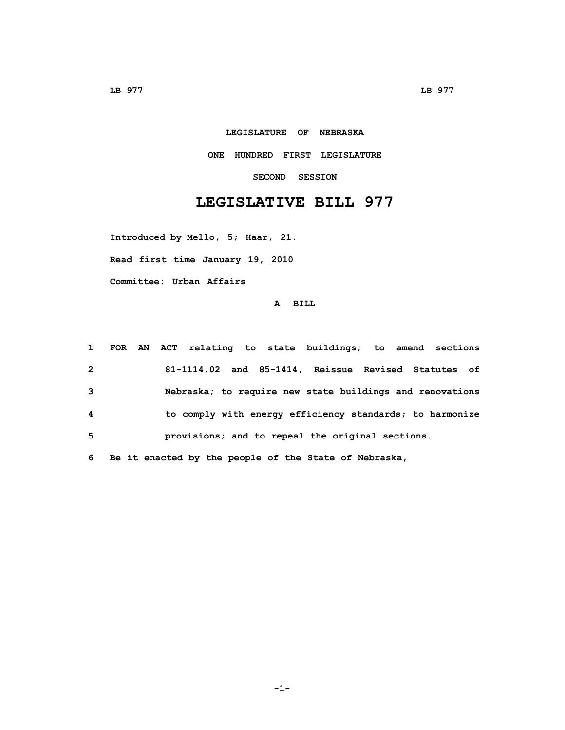**LEGISLATURE OF NEBRASKA**

**ONE HUNDRED FIRST LEGISLATURE**

**SECOND SESSION**

# LEGISLATIVE BILL 977

**Introduced by Mello, 5; Haar, 21.**

**Read first time January 19, 2010**

**Committee: Urban Affairs**

**A BILL**

1 FOR AN ACT relating to state buildings; to amend sections
2 81-1114.02 and 85-1414, Reissue Revised Statutes of
3 Nebraska; to require new state buildings and renovations
4 to comply with energy efficiency standards; to harmonize
5 provisions; and to repeal the original sections.
6 Be it enacted by the people of the State of Nebraska,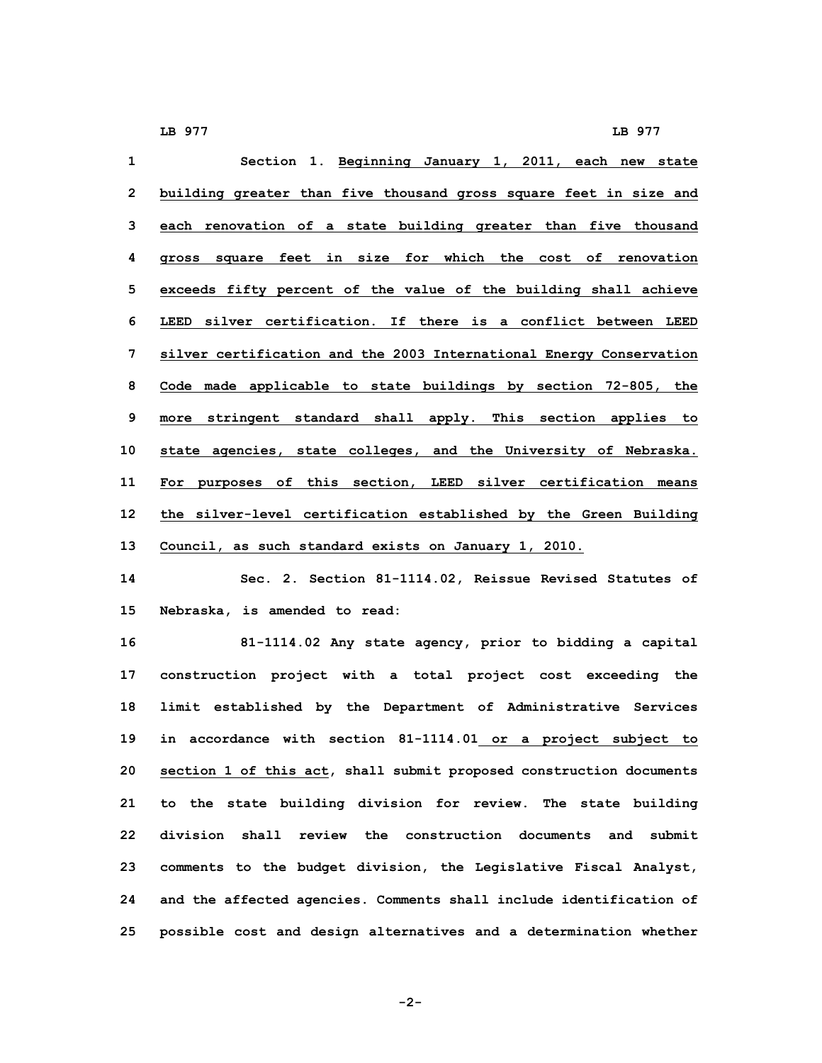Section 1. Beginning January 1, 2011, each new state building greater than five thousand gross square feet in size and each renovation of a state building greater than five thousand gross square feet in size for which the cost of renovation exceeds fifty percent of the value of the building shall achieve LEED silver certification. If there is a conflict between LEED silver certification and the 2003 International Energy Conservation Code made applicable to state buildings by section 72-805, the more stringent standard shall apply. This section applies to state agencies, state colleges, and the University of Nebraska. For purposes of this section, LEED silver certification means the silver-level certification established by the Green Building Council, as such standard exists on January 1, 2010.

Sec. 2. Section 81-1114.02, Reissue Revised Statutes of Nebraska, is amended to read:

81-1114.02 Any state agency, prior to bidding a capital construction project with a total project cost exceeding the limit established by the Department of Administrative Services in accordance with section 81-1114.01 or a project subject to section 1 of this act, shall submit proposed construction documents to the state building division for review. The state building division shall review the construction documents and submit comments to the budget division, the Legislative Fiscal Analyst, and the affected agencies. Comments shall include identification of possible cost and design alternatives and a determination whether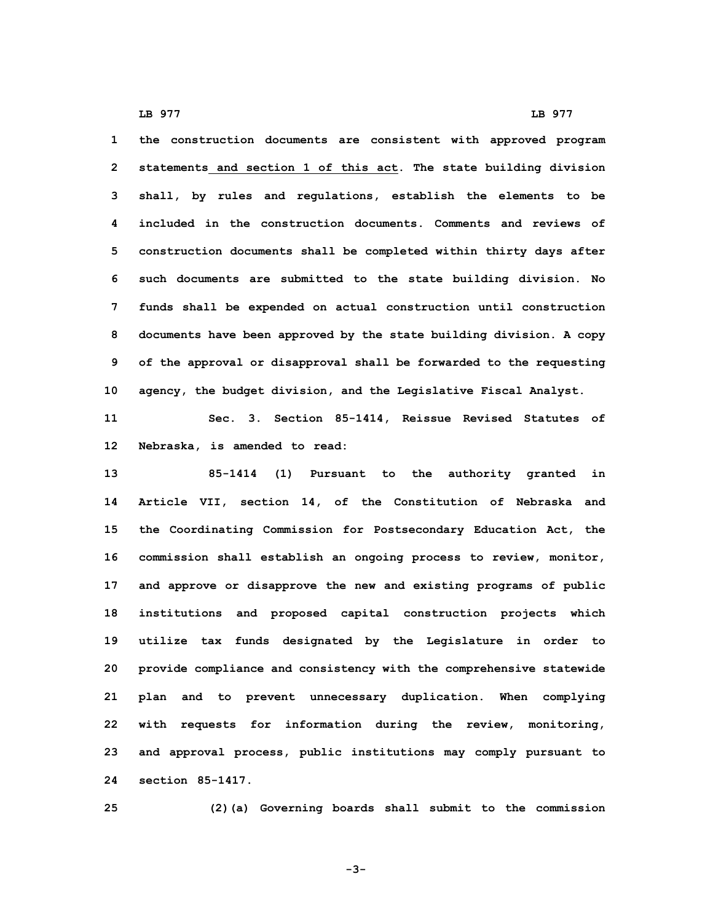the construction documents are consistent with approved program statements and section 1 of this act. The state building division shall, by rules and regulations, establish the elements to be included in the construction documents. Comments and reviews of construction documents shall be completed within thirty days after such documents are submitted to the state building division. No funds shall be expended on actual construction until construction documents have been approved by the state building division. A copy of the approval or disapproval shall be forwarded to the requesting agency, the budget division, and the Legislative Fiscal Analyst.

Sec. 3. Section 85-1414, Reissue Revised Statutes of Nebraska, is amended to read:

85-1414 (1) Pursuant to the authority granted in Article VII, section 14, of the Constitution of Nebraska and the Coordinating Commission for Postsecondary Education Act, the commission shall establish an ongoing process to review, monitor, and approve or disapprove the new and existing programs of public institutions and proposed capital construction projects which utilize tax funds designated by the Legislature in order to provide compliance and consistency with the comprehensive statewide plan and to prevent unnecessary duplication. When complying with requests for information during the review, monitoring, and approval process, public institutions may comply pursuant to section 85-1417.

(2)(a) Governing boards shall submit to the commission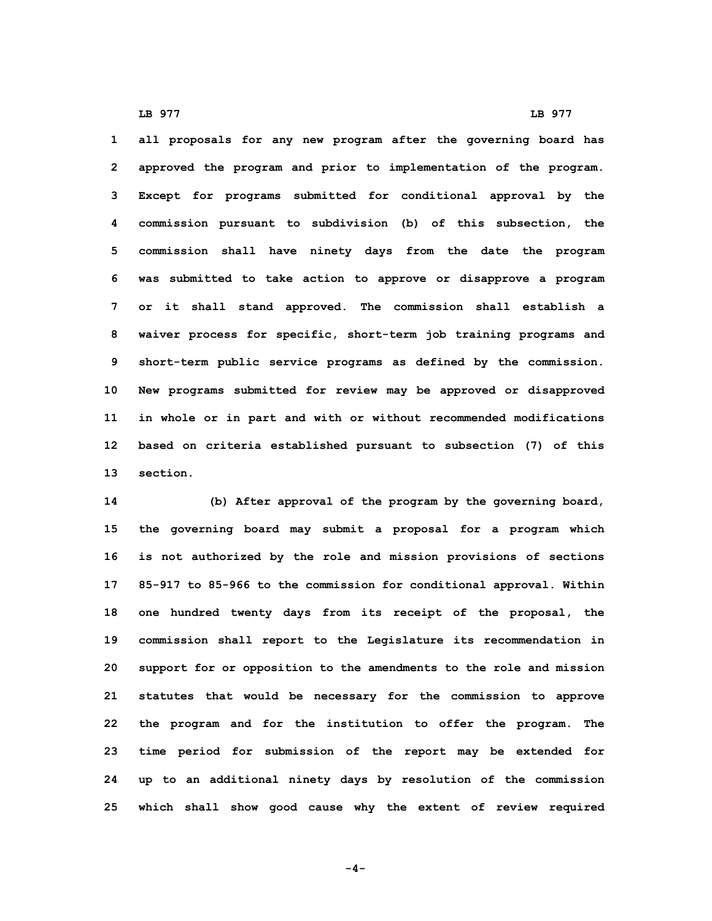all proposals for any new program after the governing board has approved the program and prior to implementation of the program. Except for programs submitted for conditional approval by the commission pursuant to subdivision (b) of this subsection, the commission shall have ninety days from the date the program was submitted to take action to approve or disapprove a program or it shall stand approved. The commission shall establish a waiver process for specific, short-term job training programs and short-term public service programs as defined by the commission. New programs submitted for review may be approved or disapproved in whole or in part and with or without recommended modifications based on criteria established pursuant to subsection (7) of this section.

(b) After approval of the program by the governing board, the governing board may submit a proposal for a program which is not authorized by the role and mission provisions of sections 85-917 to 85-966 to the commission for conditional approval. Within one hundred twenty days from its receipt of the proposal, the commission shall report to the Legislature its recommendation in support for or opposition to the amendments to the role and mission statutes that would be necessary for the commission to approve the program and for the institution to offer the program. The time period for submission of the report may be extended for up to an additional ninety days by resolution of the commission which shall show good cause why the extent of review required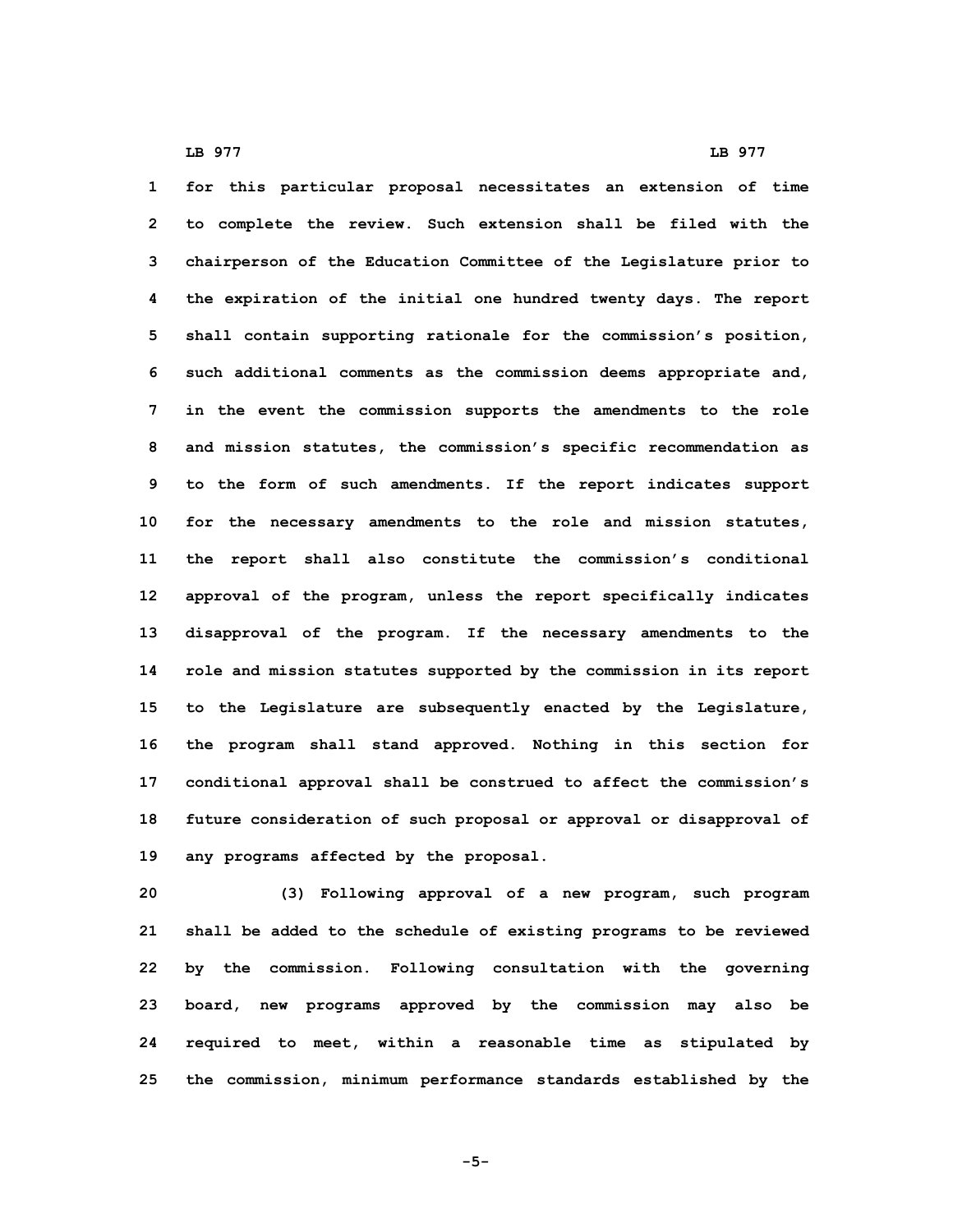for this particular proposal necessitates an extension of time to complete the review. Such extension shall be filed with the chairperson of the Education Committee of the Legislature prior to the expiration of the initial one hundred twenty days. The report shall contain supporting rationale for the commission's position, such additional comments as the commission deems appropriate and, in the event the commission supports the amendments to the role and mission statutes, the commission's specific recommendation as to the form of such amendments. If the report indicates support for the necessary amendments to the role and mission statutes, the report shall also constitute the commission's conditional approval of the program, unless the report specifically indicates disapproval of the program. If the necessary amendments to the role and mission statutes supported by the commission in its report to the Legislature are subsequently enacted by the Legislature, the program shall stand approved. Nothing in this section for conditional approval shall be construed to affect the commission's future consideration of such proposal or approval or disapproval of any programs affected by the proposal.

(3) Following approval of a new program, such program shall be added to the schedule of existing programs to be reviewed by the commission. Following consultation with the governing board, new programs approved by the commission may also be required to meet, within a reasonable time as stipulated by the commission, minimum performance standards established by the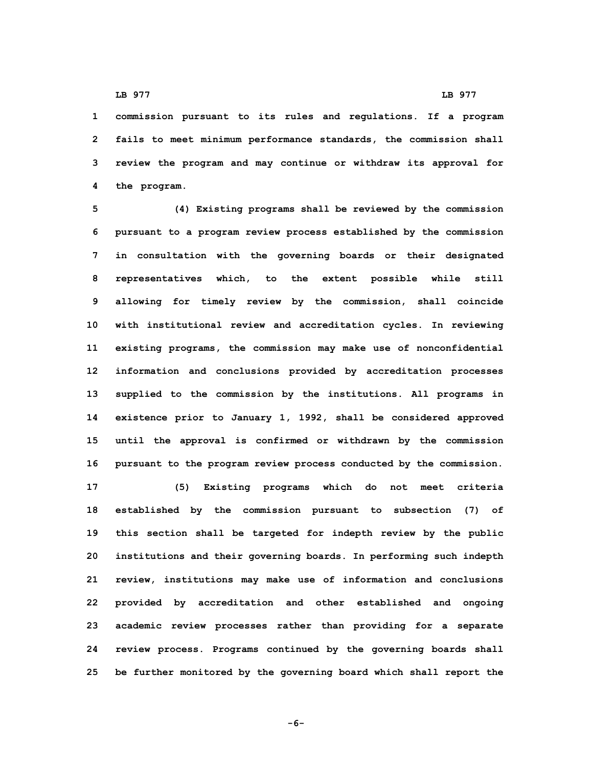commission pursuant to its rules and regulations. If a program fails to meet minimum performance standards, the commission shall review the program and may continue or withdraw its approval for the program.

(4) Existing programs shall be reviewed by the commission pursuant to a program review process established by the commission in consultation with the governing boards or their designated representatives which, to the extent possible while still allowing for timely review by the commission, shall coincide with institutional review and accreditation cycles. In reviewing existing programs, the commission may make use of nonconfidential information and conclusions provided by accreditation processes supplied to the commission by the institutions. All programs in existence prior to January 1, 1992, shall be considered approved until the approval is confirmed or withdrawn by the commission pursuant to the program review process conducted by the commission.

(5) Existing programs which do not meet criteria established by the commission pursuant to subsection (7) of this section shall be targeted for indepth review by the public institutions and their governing boards. In performing such indepth review, institutions may make use of information and conclusions provided by accreditation and other established and ongoing academic review processes rather than providing for a separate review process. Programs continued by the governing boards shall be further monitored by the governing board which shall report the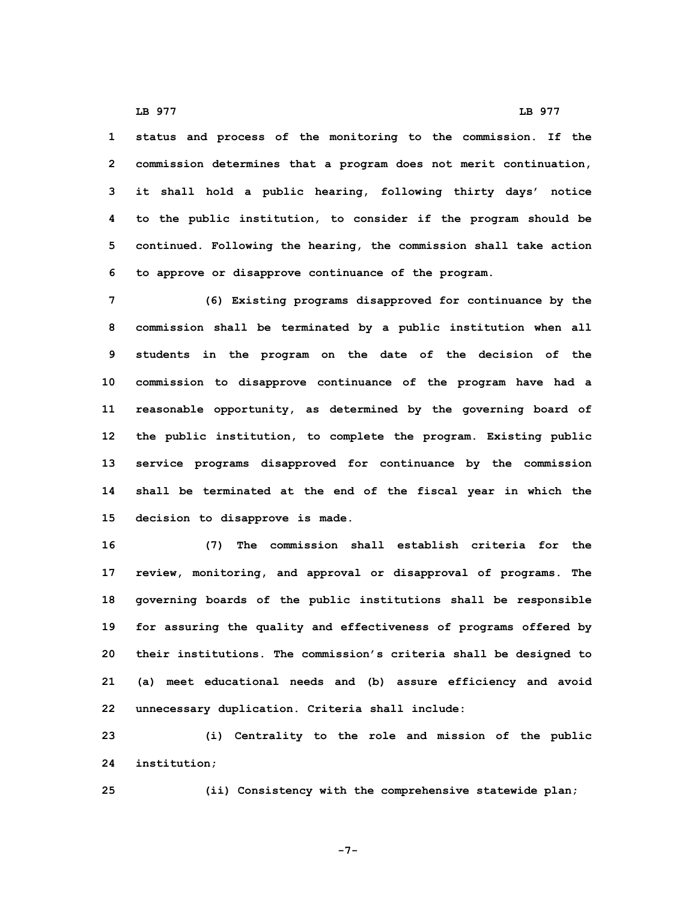status and process of the monitoring to the commission. If the commission determines that a program does not merit continuation, it shall hold a public hearing, following thirty days' notice to the public institution, to consider if the program should be continued. Following the hearing, the commission shall take action to approve or disapprove continuance of the program.

(6) Existing programs disapproved for continuance by the commission shall be terminated by a public institution when all students in the program on the date of the decision of the commission to disapprove continuance of the program have had a reasonable opportunity, as determined by the governing board of the public institution, to complete the program. Existing public service programs disapproved for continuance by the commission shall be terminated at the end of the fiscal year in which the decision to disapprove is made.

(7) The commission shall establish criteria for the review, monitoring, and approval or disapproval of programs. The governing boards of the public institutions shall be responsible for assuring the quality and effectiveness of programs offered by their institutions. The commission's criteria shall be designed to (a) meet educational needs and (b) assure efficiency and avoid unnecessary duplication. Criteria shall include:

(i) Centrality to the role and mission of the public institution;

(ii) Consistency with the comprehensive statewide plan;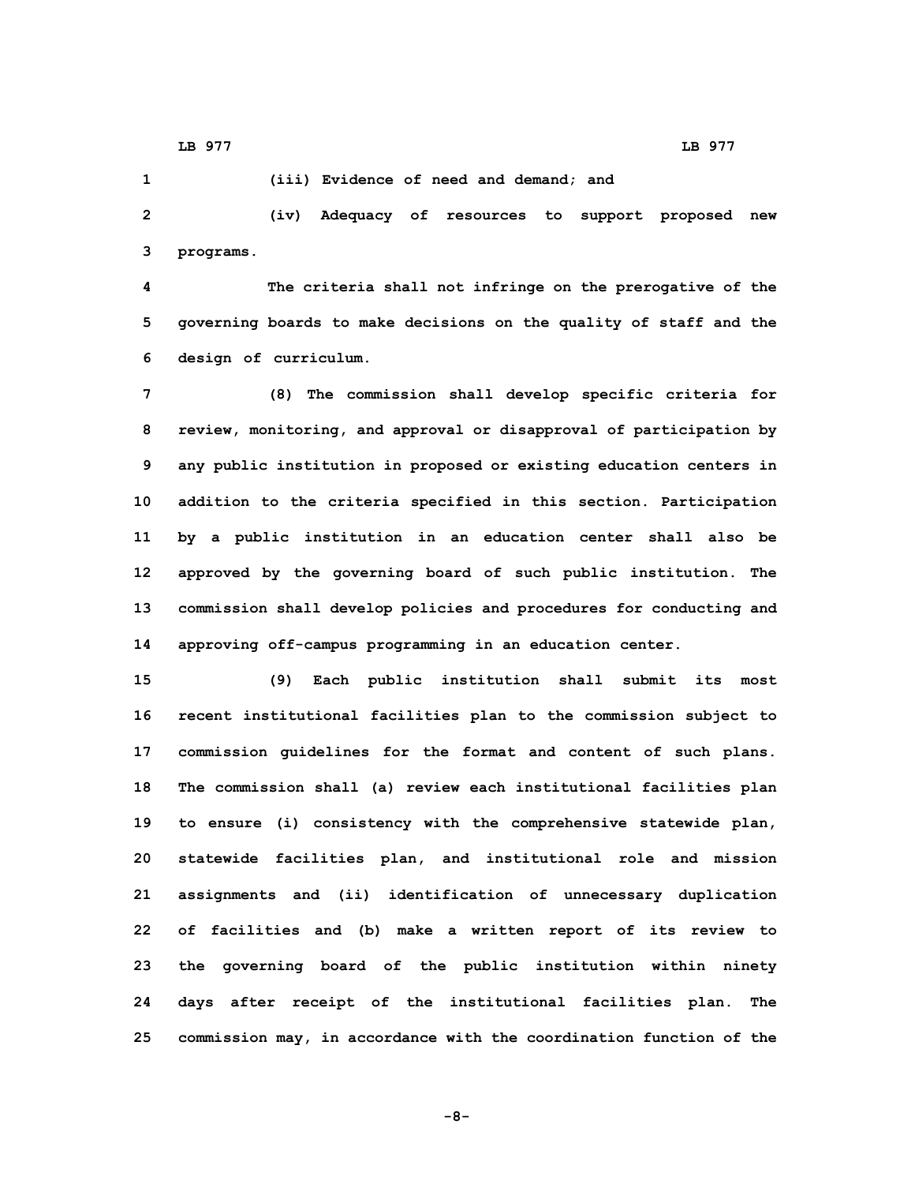(iii) Evidence of need and demand; and

(iv) Adequacy of resources to support proposed new programs.

The criteria shall not infringe on the prerogative of the governing boards to make decisions on the quality of staff and the design of curriculum.

(8) The commission shall develop specific criteria for review, monitoring, and approval or disapproval of participation by any public institution in proposed or existing education centers in addition to the criteria specified in this section. Participation by a public institution in an education center shall also be approved by the governing board of such public institution. The commission shall develop policies and procedures for conducting and approving off-campus programming in an education center.

(9) Each public institution shall submit its most recent institutional facilities plan to the commission subject to commission guidelines for the format and content of such plans. The commission shall (a) review each institutional facilities plan to ensure (i) consistency with the comprehensive statewide plan, statewide facilities plan, and institutional role and mission assignments and (ii) identification of unnecessary duplication of facilities and (b) make a written report of its review to the governing board of the public institution within ninety days after receipt of the institutional facilities plan. The commission may, in accordance with the coordination function of the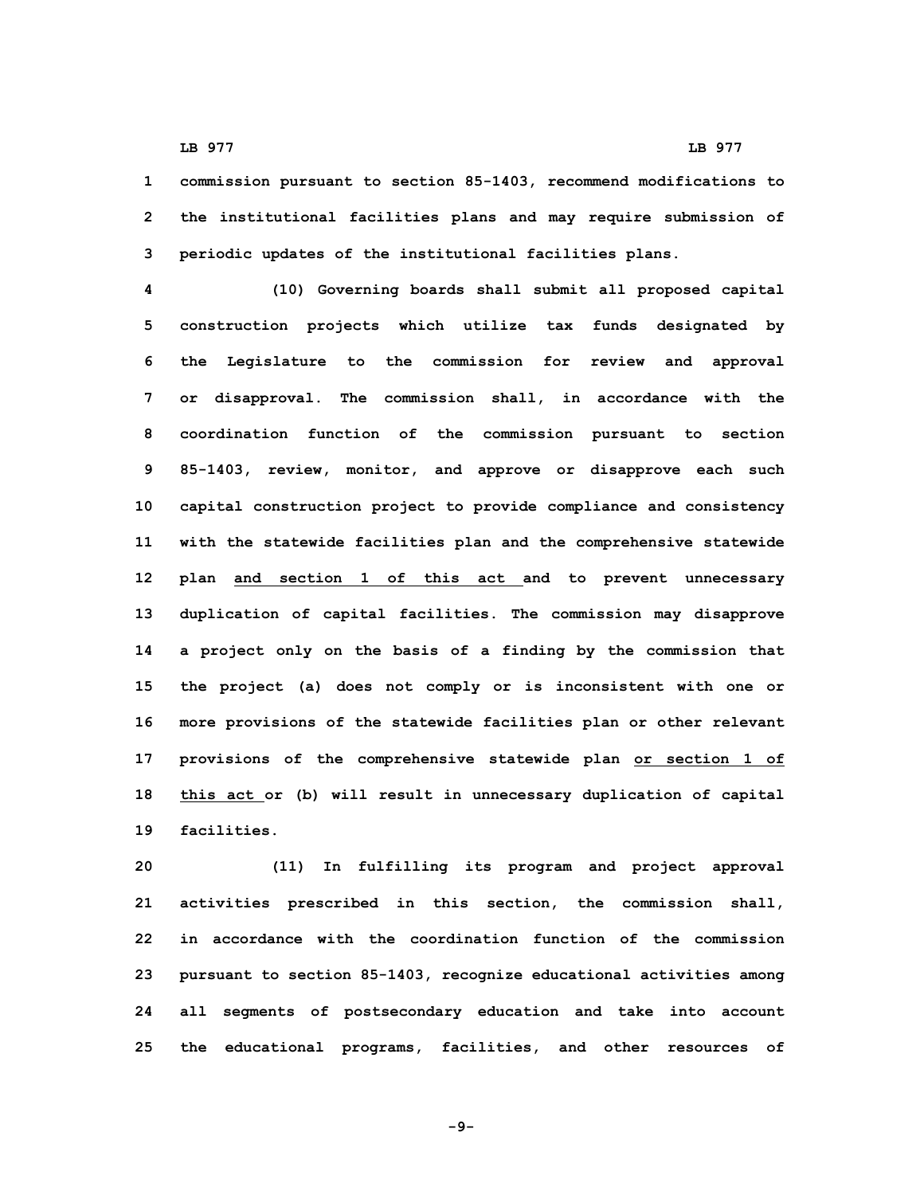commission pursuant to section 85-1403, recommend modifications to the institutional facilities plans and may require submission of periodic updates of the institutional facilities plans.

(10) Governing boards shall submit all proposed capital construction projects which utilize tax funds designated by the Legislature to the commission for review and approval or disapproval. The commission shall, in accordance with the coordination function of the commission pursuant to section 85-1403, review, monitor, and approve or disapprove each such capital construction project to provide compliance and consistency with the statewide facilities plan and the comprehensive statewide plan <u>and section 1 of this act</u> and to prevent unnecessary duplication of capital facilities. The commission may disapprove a project only on the basis of a finding by the commission that the project (a) does not comply or is inconsistent with one or more provisions of the statewide facilities plan or other relevant provisions of the comprehensive statewide plan <u>or section 1 of this act</u> or (b) will result in unnecessary duplication of capital facilities.

(11) In fulfilling its program and project approval activities prescribed in this section, the commission shall, in accordance with the coordination function of the commission pursuant to section 85-1403, recognize educational activities among all segments of postsecondary education and take into account the educational programs, facilities, and other resources of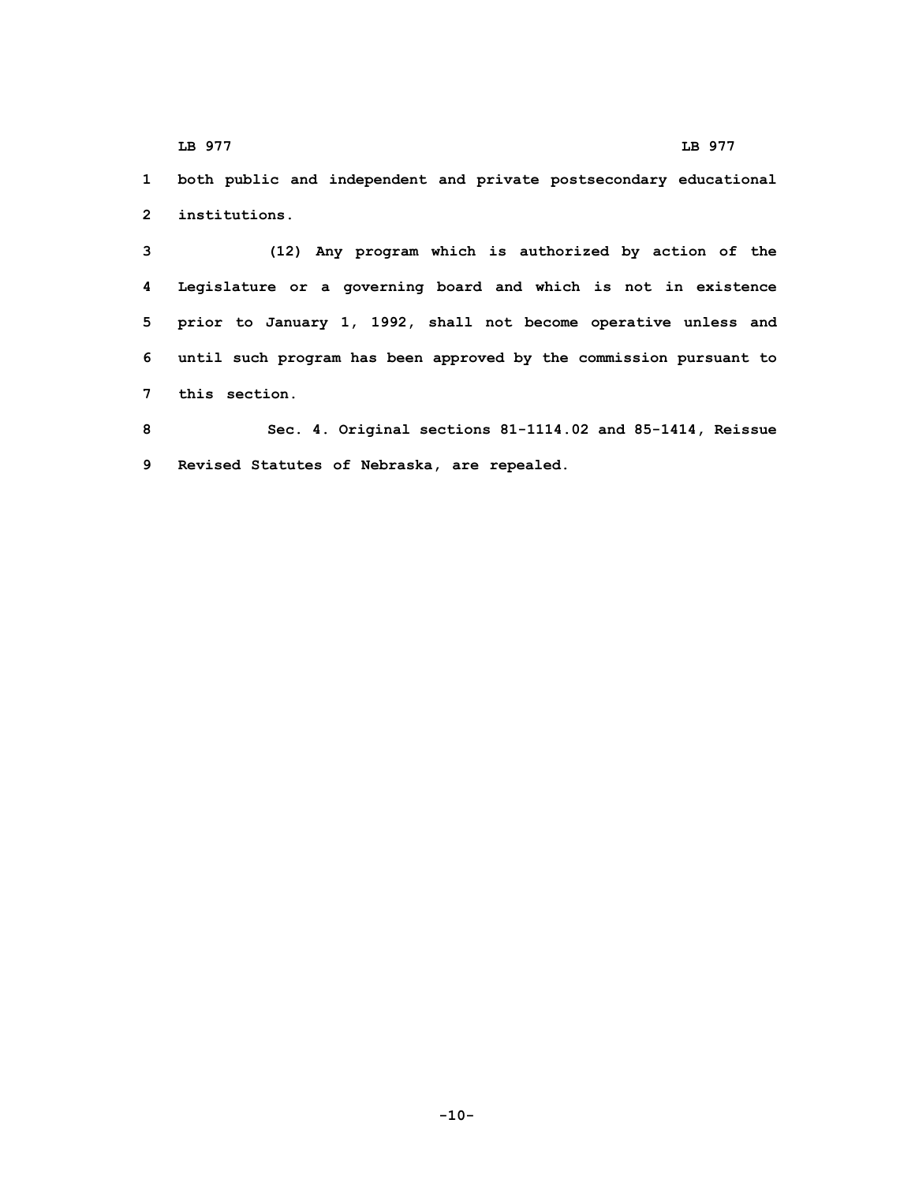both public and independent and private postsecondary educational institutions.

(12) Any program which is authorized by action of the Legislature or a governing board and which is not in existence prior to January 1, 1992, shall not become operative unless and until such program has been approved by the commission pursuant to this section.

Sec. 4. Original sections 81-1114.02 and 85-1414, Reissue Revised Statutes of Nebraska, are repealed.